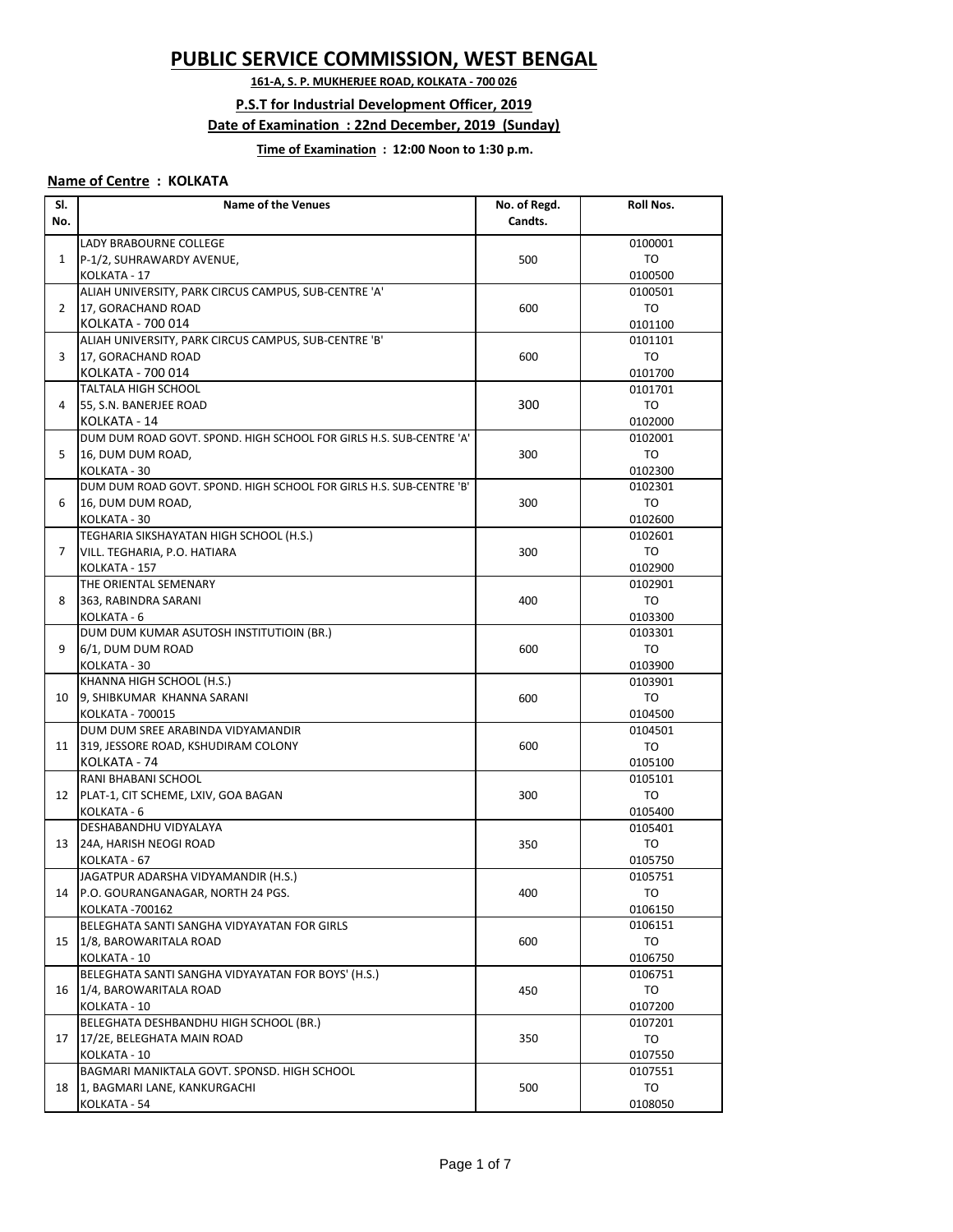# PUBLIC SERVICE COMMISSION, WEST BENGAL

**161-A, S. P. MUKHERJEE ROAD, KOLKATA - 700 026**

**P.S.T for Industrial Development Officer, 2019**

**Date of Examination : 22nd December, 2019 (Sunday)**

**Time of Examination : 12:00 Noon to 1:30 p.m.**

**Name of Centre : KOLKATA**

| Sl. No. | Name of the Venues | No. of Regd. Candts. | Roll Nos. |
|---|---|---|---|
| 1 | LADY BRABOURNE COLLEGE<br>P-1/2, SUHRAWARDY AVENUE,<br>KOLKATA - 17 | 500 | 0100001<br>TO<br>0100500 |
| 2 | ALIAH UNIVERSITY, PARK CIRCUS CAMPUS, SUB-CENTRE 'A'<br>17, GORACHAND ROAD<br>KOLKATA - 700 014 | 600 | 0100501<br>TO<br>0101100 |
| 3 | ALIAH UNIVERSITY, PARK CIRCUS CAMPUS, SUB-CENTRE 'B'<br>17, GORACHAND ROAD<br>KOLKATA - 700 014 | 600 | 0101101<br>TO<br>0101700 |
| 4 | TALTALA HIGH SCHOOL<br>55, S.N. BANERJEE ROAD<br>KOLKATA - 14 | 300 | 0101701<br>TO<br>0102000 |
| 5 | DUM DUM ROAD GOVT. SPOND. HIGH SCHOOL FOR GIRLS H.S. SUB-CENTRE 'A'<br>16, DUM DUM ROAD,<br>KOLKATA - 30 | 300 | 0102001<br>TO<br>0102300 |
| 6 | DUM DUM ROAD GOVT. SPOND. HIGH SCHOOL FOR GIRLS H.S. SUB-CENTRE 'B'<br>16, DUM DUM ROAD,<br>KOLKATA - 30 | 300 | 0102301<br>TO<br>0102600 |
| 7 | TEGHARIA SIKSHAYATAN HIGH SCHOOL (H.S.)<br>VILL. TEGHARIA, P.O. HATIARA<br>KOLKATA - 157 | 300 | 0102601<br>TO<br>0102900 |
| 8 | THE ORIENTAL SEMENARY<br>363, RABINDRA SARANI<br>KOLKATA - 6 | 400 | 0102901<br>TO<br>0103300 |
| 9 | DUM DUM KUMAR ASUTOSH INSTITUTIOIN (BR.)<br>6/1, DUM DUM ROAD<br>KOLKATA - 30 | 600 | 0103301<br>TO<br>0103900 |
| 10 | KHANNA HIGH SCHOOL (H.S.)<br>9, SHIBKUMAR KHANNA SARANI<br>KOLKATA - 700015 | 600 | 0103901<br>TO<br>0104500 |
| 11 | DUM DUM SREE ARABINDA VIDYAMANDIR<br>319, JESSORE ROAD, KSHUDIRAM COLONY<br>KOLKATA - 74 | 600 | 0104501<br>TO<br>0105100 |
| 12 | RANI BHABANI SCHOOL<br>PLAT-1, CIT SCHEME, LXIV, GOA BAGAN<br>KOLKATA - 6 | 300 | 0105101<br>TO<br>0105400 |
| 13 | DESHABANDHU VIDYALAYA<br>24A, HARISH NEOGI ROAD<br>KOLKATA - 67 | 350 | 0105401<br>TO<br>0105750 |
| 14 | JAGATPUR ADARSHA VIDYAMANDIR (H.S.)<br>P.O. GOURANGANAGAR, NORTH 24 PGS.<br>KOLKATA -700162 | 400 | 0105751<br>TO<br>0106150 |
| 15 | BELEGHATA SANTI SANGHA VIDYAYATAN FOR GIRLS<br>1/8, BAROWARITALA ROAD<br>KOLKATA - 10 | 600 | 0106151<br>TO<br>0106750 |
| 16 | BELEGHATA SANTI SANGHA VIDYAYATAN FOR BOYS' (H.S.)<br>1/4, BAROWARITALA ROAD<br>KOLKATA - 10 | 450 | 0106751<br>TO<br>0107200 |
| 17 | BELEGHATA DESHBANDHU HIGH SCHOOL (BR.)<br>17/2E, BELEGHATA MAIN ROAD<br>KOLKATA - 10 | 350 | 0107201<br>TO<br>0107550 |
| 18 | BAGMARI MANIKTALA GOVT. SPONSD. HIGH SCHOOL<br>1, BAGMARI LANE, KANKURGACHI<br>KOLKATA - 54 | 500 | 0107551<br>TO<br>0108050 |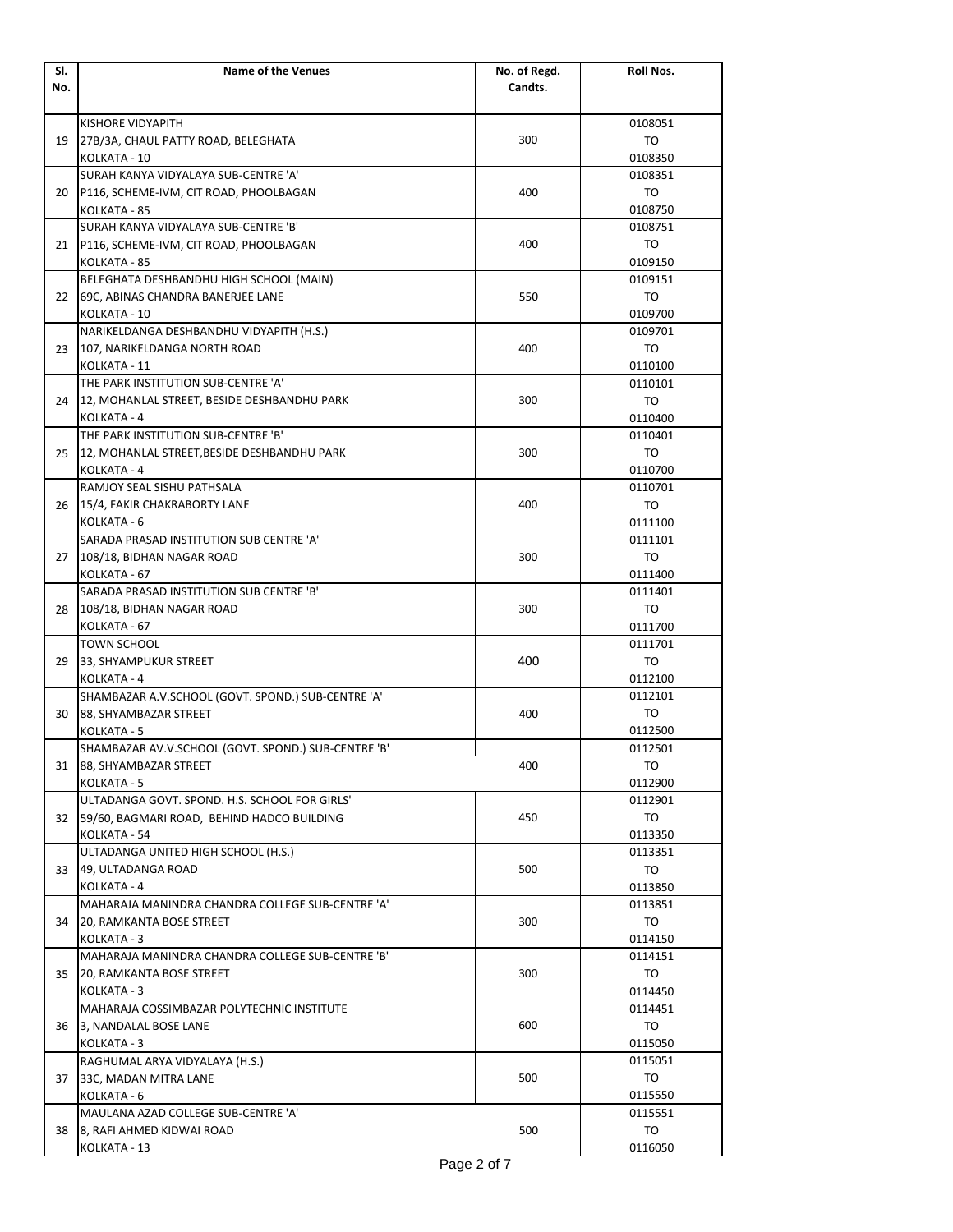| Sl. No. | Name of the Venues | No. of Regd. Candts. | Roll Nos. |
|---|---|---|---|
| 19 | KISHORE VIDYAPITH<br>27B/3A, CHAUL PATTY ROAD, BELEGHATA<br>KOLKATA - 10 | 300 | 0108051<br>TO<br>0108350 |
| 20 | SURAH KANYA VIDYALAYA SUB-CENTRE 'A'<br>P116, SCHEME-IVM, CIT ROAD, PHOOLBAGAN<br>KOLKATA - 85 | 400 | 0108351<br>TO<br>0108750 |
| 21 | SURAH KANYA VIDYALAYA SUB-CENTRE 'B'<br>P116, SCHEME-IVM, CIT ROAD, PHOOLBAGAN<br>KOLKATA - 85 | 400 | 0108751<br>TO<br>0109150 |
| 22 | BELEGHATA DESHBANDHU HIGH SCHOOL (MAIN)<br>69C, ABINAS CHANDRA BANERJEE LANE<br>KOLKATA - 10 | 550 | 0109151<br>TO<br>0109700 |
| 23 | NARIKELDANGA DESHBANDHU VIDYAPITH (H.S.)<br>107, NARIKELDANGA NORTH ROAD<br>KOLKATA - 11 | 400 | 0109701<br>TO<br>0110100 |
| 24 | THE PARK INSTITUTION SUB-CENTRE 'A'<br>12, MOHANLAL STREET, BESIDE DESHBANDHU PARK<br>KOLKATA - 4 | 300 | 0110101<br>TO<br>0110400 |
| 25 | THE PARK INSTITUTION SUB-CENTRE 'B'<br>12, MOHANLAL STREET,BESIDE DESHBANDHU PARK<br>KOLKATA - 4 | 300 | 0110401<br>TO<br>0110700 |
| 26 | RAMJOY SEAL SISHU PATHSALA<br>15/4, FAKIR CHAKRABORTY LANE<br>KOLKATA - 6 | 400 | 0110701<br>TO<br>0111100 |
| 27 | SARADA PRASAD INSTITUTION SUB CENTRE 'A'<br>108/18, BIDHAN NAGAR ROAD<br>KOLKATA - 67 | 300 | 0111101<br>TO<br>0111400 |
| 28 | SARADA PRASAD INSTITUTION SUB CENTRE 'B'<br>108/18, BIDHAN NAGAR ROAD<br>KOLKATA - 67 | 300 | 0111401<br>TO<br>0111700 |
| 29 | TOWN SCHOOL<br>33, SHYAMPUKUR STREET<br>KOLKATA - 4 | 400 | 0111701<br>TO<br>0112100 |
| 30 | SHAMBAZAR A.V.SCHOOL (GOVT. SPOND.) SUB-CENTRE 'A'<br>88, SHYAMBAZAR STREET<br>KOLKATA - 5 | 400 | 0112101<br>TO<br>0112500 |
| 31 | SHAMBAZAR AV.V.SCHOOL (GOVT. SPOND.) SUB-CENTRE 'B'<br>88, SHYAMBAZAR STREET<br>KOLKATA - 5 | 400 | 0112501<br>TO<br>0112900 |
| 32 | ULTADANGA GOVT. SPOND. H.S. SCHOOL FOR GIRLS'<br>59/60, BAGMARI ROAD, BEHIND HADCO BUILDING<br>KOLKATA - 54 | 450 | 0112901<br>TO<br>0113350 |
| 33 | ULTADANGA UNITED HIGH SCHOOL (H.S.)<br>49, ULTADANGA ROAD<br>KOLKATA - 4 | 500 | 0113351<br>TO<br>0113850 |
| 34 | MAHARAJA MANINDRA CHANDRA COLLEGE SUB-CENTRE 'A'<br>20, RAMKANTA BOSE STREET<br>KOLKATA - 3 | 300 | 0113851<br>TO<br>0114150 |
| 35 | MAHARAJA MANINDRA CHANDRA COLLEGE SUB-CENTRE 'B'<br>20, RAMKANTA BOSE STREET<br>KOLKATA - 3 | 300 | 0114151<br>TO<br>0114450 |
| 36 | MAHARAJA COSSIMBAZAR POLYTECHNIC INSTITUTE<br>3, NANDALAL BOSE LANE<br>KOLKATA - 3 | 600 | 0114451<br>TO<br>0115050 |
| 37 | RAGHUMAL ARYA VIDYALAYA (H.S.)<br>33C, MADAN MITRA LANE<br>KOLKATA - 6 | 500 | 0115051<br>TO<br>0115550 |
| 38 | MAULANA AZAD COLLEGE SUB-CENTRE 'A'<br>8, RAFI AHMED KIDWAI ROAD<br>KOLKATA - 13 | 500 | 0115551<br>TO<br>0116050 |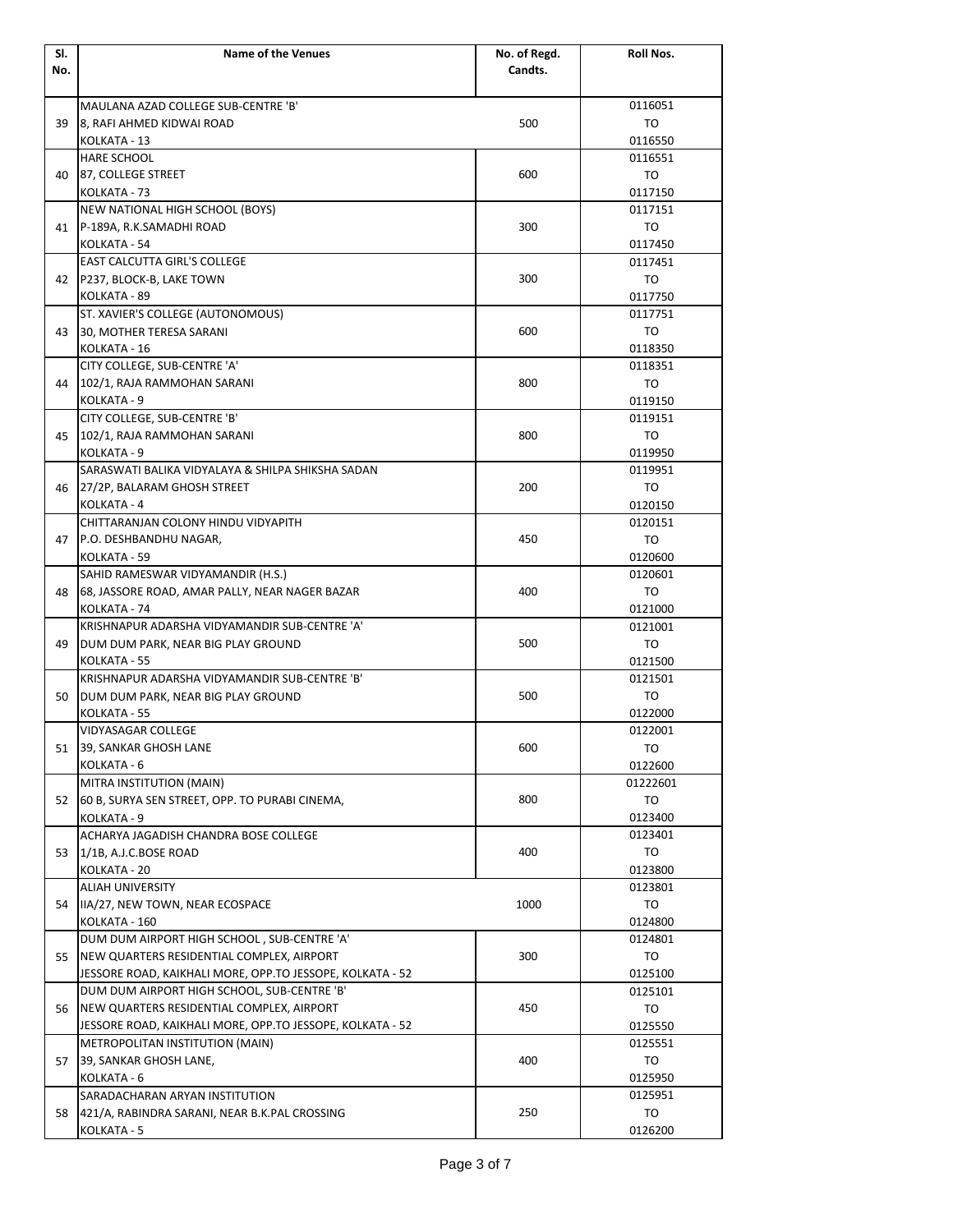| Sl. No. | Name of the Venues | No. of Regd. Candts. | Roll Nos. |
|---|---|---|---|
| 39 | MAULANA AZAD COLLEGE SUB-CENTRE 'B'<br>8, RAFI AHMED KIDWAI ROAD<br>KOLKATA - 13 | 500 | 0116051<br>TO<br>0116550 |
| 40 | HARE SCHOOL<br>87, COLLEGE STREET<br>KOLKATA - 73 | 600 | 0116551<br>TO<br>0117150 |
| 41 | NEW NATIONAL HIGH SCHOOL (BOYS)<br>P-189A, R.K.SAMADHI ROAD<br>KOLKATA - 54 | 300 | 0117151<br>TO<br>0117450 |
| 42 | EAST CALCUTTA GIRL'S COLLEGE<br>P237, BLOCK-B, LAKE TOWN<br>KOLKATA - 89 | 300 | 0117451<br>TO<br>0117750 |
| 43 | ST. XAVIER'S COLLEGE (AUTONOMOUS)<br>30, MOTHER TERESA SARANI<br>KOLKATA - 16 | 600 | 0117751<br>TO<br>0118350 |
| 44 | CITY COLLEGE, SUB-CENTRE 'A'<br>102/1, RAJA RAMMOHAN SARANI<br>KOLKATA - 9 | 800 | 0118351<br>TO<br>0119150 |
| 45 | CITY COLLEGE, SUB-CENTRE 'B'<br>102/1, RAJA RAMMOHAN SARANI<br>KOLKATA - 9 | 800 | 0119151<br>TO<br>0119950 |
| 46 | SARASWATI BALIKA VIDYALAYA & SHILPA SHIKSHA SADAN<br>27/2P, BALARAM GHOSH STREET<br>KOLKATA - 4 | 200 | 0119951<br>TO<br>0120150 |
| 47 | CHITTARANJAN COLONY HINDU VIDYAPITH<br>P.O. DESHBANDHU NAGAR,<br>KOLKATA - 59 | 450 | 0120151<br>TO<br>0120600 |
| 48 | SAHID RAMESWAR VIDYAMANDIR (H.S.)<br>68, JASSORE ROAD, AMAR PALLY, NEAR NAGER BAZAR<br>KOLKATA - 74 | 400 | 0120601<br>TO<br>0121000 |
| 49 | KRISHNAPUR ADARSHA VIDYAMANDIR SUB-CENTRE 'A'<br>DUM DUM PARK, NEAR BIG PLAY GROUND<br>KOLKATA - 55 | 500 | 0121001<br>TO<br>0121500 |
| 50 | KRISHNAPUR ADARSHA VIDYAMANDIR SUB-CENTRE 'B'<br>DUM DUM PARK, NEAR BIG PLAY GROUND<br>KOLKATA - 55 | 500 | 0121501<br>TO<br>0122000 |
| 51 | VIDYASAGAR COLLEGE<br>39, SANKAR GHOSH LANE<br>KOLKATA - 6 | 600 | 0122001<br>TO<br>0122600 |
| 52 | MITRA INSTITUTION (MAIN)<br>60 B, SURYA SEN STREET, OPP. TO PURABI CINEMA,<br>KOLKATA - 9 | 800 | 01222601<br>TO<br>0123400 |
| 53 | ACHARYA JAGADISH CHANDRA BOSE COLLEGE<br>1/1B, A.J.C.BOSE ROAD<br>KOLKATA - 20 | 400 | 0123401<br>TO<br>0123800 |
| 54 | ALIAH UNIVERSITY<br>IIA/27, NEW TOWN, NEAR ECOSPACE<br>KOLKATA - 160 | 1000 | 0123801<br>TO<br>0124800 |
| 55 | DUM DUM AIRPORT HIGH SCHOOL , SUB-CENTRE 'A'<br>NEW QUARTERS RESIDENTIAL COMPLEX, AIRPORT<br>JESSORE ROAD, KAIKHALI MORE, OPP.TO JESSOPE, KOLKATA - 52 | 300 | 0124801<br>TO<br>0125100 |
| 56 | DUM DUM AIRPORT HIGH SCHOOL, SUB-CENTRE 'B'<br>NEW QUARTERS RESIDENTIAL COMPLEX, AIRPORT<br>JESSORE ROAD, KAIKHALI MORE, OPP.TO JESSOPE, KOLKATA - 52 | 450 | 0125101<br>TO<br>0125550 |
| 57 | METROPOLITAN INSTITUTION (MAIN)<br>39, SANKAR GHOSH LANE,<br>KOLKATA - 6 | 400 | 0125551<br>TO<br>0125950 |
| 58 | SARADACHARAN ARYAN INSTITUTION<br>421/A, RABINDRA SARANI, NEAR B.K.PAL CROSSING<br>KOLKATA - 5 | 250 | 0125951<br>TO<br>0126200 |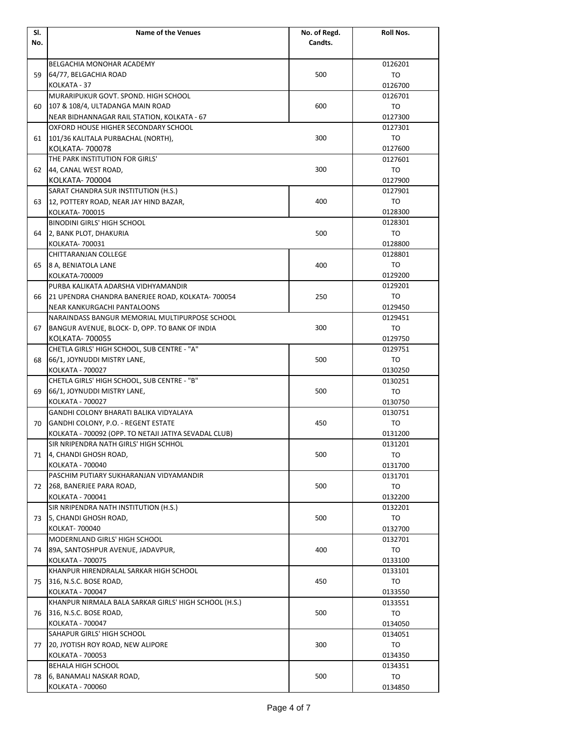| Sl. No. | Name of the Venues | No. of Regd. Candts. | Roll Nos. |
| --- | --- | --- | --- |
| 59 | BELGACHIA MONOHAR ACADEMY<br>64/77, BELGACHIA ROAD<br>KOLKATA - 37 | 500 | 0126201<br>TO<br>0126700 |
| 60 | MURARIPUKUR GOVT. SPOND. HIGH SCHOOL<br>107 & 108/4, ULTADANGA MAIN ROAD<br>NEAR BIDHANNAGAR RAIL STATION, KOLKATA - 67 | 600 | 0126701<br>TO<br>0127300 |
| 61 | OXFORD HOUSE HIGHER SECONDARY SCHOOL<br>101/36 KALITALA PURBACHAL (NORTH),<br>KOLKATA- 700078 | 300 | 0127301<br>TO<br>0127600 |
| 62 | THE PARK INSTITUTION FOR GIRLS'<br>44, CANAL WEST ROAD,<br>KOLKATA- 700004 | 300 | 0127601<br>TO<br>0127900 |
| 63 | SARAT CHANDRA SUR INSTITUTION (H.S.)<br>12, POTTERY ROAD, NEAR JAY HIND BAZAR,<br>KOLKATA- 700015 | 400 | 0127901<br>TO<br>0128300 |
| 64 | BINODINI GIRLS' HIGH SCHOOL<br>2, BANK PLOT, DHAKURIA<br>KOLKATA- 700031 | 500 | 0128301<br>TO<br>0128800 |
| 65 | CHITTARANJAN COLLEGE<br>8 A, BENIATOLA LANE<br>KOLKATA-700009 | 400 | 0128801<br>TO<br>0129200 |
| 66 | PURBA KALIKATA ADARSHA VIDHYAMANDIR<br>21 UPENDRA CHANDRA BANERJEE ROAD, KOLKATA- 700054<br>NEAR KANKURGACHI PANTALOONS | 250 | 0129201<br>TO<br>0129450 |
| 67 | NARAINDASS BANGUR MEMORIAL MULTIPURPOSE SCHOOL<br>BANGUR AVENUE, BLOCK- D, OPP. TO BANK OF INDIA<br>KOLKATA- 700055 | 300 | 0129451<br>TO<br>0129750 |
| 68 | CHETLA GIRLS' HIGH SCHOOL, SUB CENTRE - "A"<br>66/1, JOYNUDDI MISTRY LANE,<br>KOLKATA - 700027 | 500 | 0129751<br>TO<br>0130250 |
| 69 | CHETLA GIRLS' HIGH SCHOOL, SUB CENTRE - "B"<br>66/1, JOYNUDDI MISTRY LANE,<br>KOLKATA - 700027 | 500 | 0130251<br>TO<br>0130750 |
| 70 | GANDHI COLONY BHARATI BALIKA VIDYALAYA<br>GANDHI COLONY, P.O. - REGENT ESTATE<br>KOLKATA - 700092 (OPP. TO NETAJI JATIYA SEVADAL CLUB) | 450 | 0130751<br>TO<br>0131200 |
| 71 | SIR NRIPENDRA NATH GIRLS' HIGH SCHHOL<br>4, CHANDI GHOSH ROAD,<br>KOLKATA - 700040 | 500 | 0131201<br>TO<br>0131700 |
| 72 | PASCHIM PUTIARY SUKHARANJAN VIDYAMANDIR<br>268, BANERJEE PARA ROAD,<br>KOLKATA - 700041 | 500 | 0131701<br>TO<br>0132200 |
| 73 | SIR NRIPENDRA NATH INSTITUTION (H.S.)<br>5, CHANDI GHOSH ROAD,<br>KOLKAT- 700040 | 500 | 0132201<br>TO<br>0132700 |
| 74 | MODERNLAND GIRLS' HIGH SCHOOL<br>89A, SANTOSHPUR AVENUE, JADAVPUR,<br>KOLKATA - 700075 | 400 | 0132701<br>TO<br>0133100 |
| 75 | KHANPUR HIRENDRALAL SARKAR HIGH SCHOOL<br>316, N.S.C. BOSE ROAD,<br>KOLKATA - 700047 | 450 | 0133101<br>TO<br>0133550 |
| 76 | KHANPUR NIRMALA BALA SARKAR GIRLS' HIGH SCHOOL (H.S.)<br>316, N.S.C. BOSE ROAD,<br>KOLKATA - 700047 | 500 | 0133551<br>TO<br>0134050 |
| 77 | SAHAPUR GIRLS' HIGH SCHOOL<br>20, JYOTISH ROY ROAD, NEW ALIPORE<br>KOLKATA - 700053 | 300 | 0134051<br>TO<br>0134350 |
| 78 | BEHALA HIGH SCHOOL<br>6, BANAMALI NASKAR ROAD,<br>KOLKATA - 700060 | 500 | 0134351<br>TO<br>0134850 |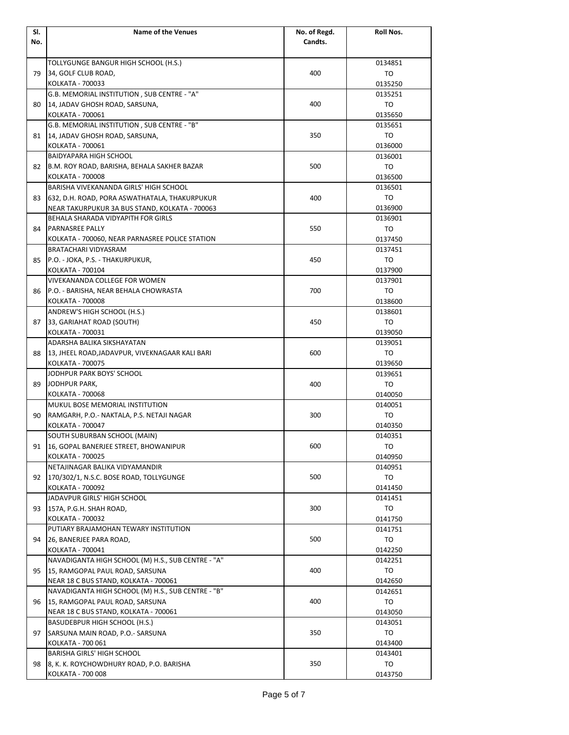| Sl. No. | Name of the Venues | No. of Regd. Candts. | Roll Nos. |
|---|---|---|---|
| 79 | TOLLYGUNGE BANGUR HIGH SCHOOL (H.S.)<br>34, GOLF CLUB ROAD,<br>KOLKATA - 700033 | 400 | 0134851<br>TO<br>0135250 |
| 80 | G.B. MEMORIAL INSTITUTION , SUB CENTRE - "A"<br>14, JADAV GHOSH ROAD, SARSUNA,<br>KOLKATA - 700061 | 400 | 0135251<br>TO<br>0135650 |
| 81 | G.B. MEMORIAL INSTITUTION , SUB CENTRE - "B"<br>14, JADAV GHOSH ROAD, SARSUNA,<br>KOLKATA - 700061 | 350 | 0135651<br>TO<br>0136000 |
| 82 | BAIDYAPARA HIGH SCHOOL<br>B.M. ROY ROAD, BARISHA, BEHALA SAKHER BAZAR<br>KOLKATA - 700008 | 500 | 0136001<br>TO<br>0136500 |
| 83 | BARISHA VIVEKANANDA GIRLS' HIGH SCHOOL<br>632, D.H. ROAD, PORA ASWATHATALA, THAKURPUKUR<br>NEAR TAKURPUKUR 3A BUS STAND, KOLKATA - 700063 | 400 | 0136501<br>TO<br>0136900 |
| 84 | BEHALA SHARADA VIDYAPITH FOR GIRLS<br>PARNASREE PALLY<br>KOLKATA - 700060, NEAR PARNASREE POLICE STATION | 550 | 0136901<br>TO<br>0137450 |
| 85 | BRATACHARI VIDYASRAM<br>P.O. - JOKA, P.S. - THAKURPUKUR,<br>KOLKATA - 700104 | 450 | 0137451<br>TO<br>0137900 |
| 86 | VIVEKANANDA COLLEGE FOR WOMEN<br>P.O. - BARISHA, NEAR BEHALA CHOWRASTA<br>KOLKATA - 700008 | 700 | 0137901<br>TO<br>0138600 |
| 87 | ANDREW'S HIGH SCHOOL (H.S.)<br>33, GARIAHAT ROAD (SOUTH)<br>KOLKATA - 700031 | 450 | 0138601<br>TO<br>0139050 |
| 88 | ADARSHA BALIKA SIKSHAYATAN<br>13, JHEEL ROAD,JADAVPUR, VIVEKNAGAAR KALI BARI<br>KOLKATA - 700075 | 600 | 0139051<br>TO<br>0139650 |
| 89 | JODHPUR PARK BOYS' SCHOOL<br>JODHPUR PARK,<br>KOLKATA - 700068 | 400 | 0139651<br>TO<br>0140050 |
| 90 | MUKUL BOSE MEMORIAL INSTITUTION<br>RAMGARH, P.O.- NAKTALA, P.S. NETAJI NAGAR<br>KOLKATA - 700047 | 300 | 0140051<br>TO<br>0140350 |
| 91 | SOUTH SUBURBAN SCHOOL (MAIN)<br>16, GOPAL BANERJEE STREET, BHOWANIPUR<br>KOLKATA - 700025 | 600 | 0140351<br>TO<br>0140950 |
| 92 | NETAJINAGAR BALIKA VIDYAMANDIR<br>170/302/1, N.S.C. BOSE ROAD, TOLLYGUNGE<br>KOLKATA - 700092 | 500 | 0140951<br>TO<br>0141450 |
| 93 | JADAVPUR GIRLS' HIGH SCHOOL<br>157A, P.G.H. SHAH ROAD,<br>KOLKATA - 700032 | 300 | 0141451<br>TO<br>0141750 |
| 94 | PUTIARY BRAJAMOHAN TEWARY INSTITUTION<br>26, BANERJEE PARA ROAD,<br>KOLKATA - 700041 | 500 | 0141751<br>TO<br>0142250 |
| 95 | NAVADIGANTA HIGH SCHOOL (M) H.S., SUB CENTRE - "A"<br>15, RAMGOPAL PAUL ROAD, SARSUNA<br>NEAR 18 C BUS STAND, KOLKATA - 700061 | 400 | 0142251<br>TO<br>0142650 |
| 96 | NAVADIGANTA HIGH SCHOOL (M) H.S., SUB CENTRE - "B"<br>15, RAMGOPAL PAUL ROAD, SARSUNA<br>NEAR 18 C BUS STAND, KOLKATA - 700061 | 400 | 0142651<br>TO<br>0143050 |
| 97 | BASUDEBPUR HIGH SCHOOL (H.S.)<br>SARSUNA MAIN ROAD, P.O.- SARSUNA<br>KOLKATA - 700 061 | 350 | 0143051<br>TO<br>0143400 |
| 98 | BARISHA GIRLS' HIGH SCHOOL<br>8, K. K. ROYCHOWDHURY ROAD, P.O. BARISHA<br>KOLKATA - 700 008 | 350 | 0143401<br>TO<br>0143750 |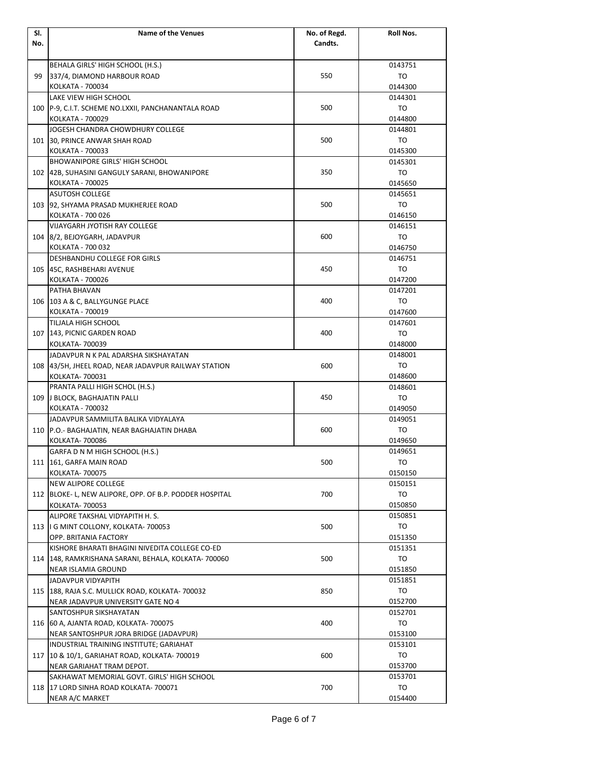| Sl. No. | Name of the Venues | No. of Regd. Candts. | Roll Nos. |
|---|---|---|---|
| 99 | BEHALA GIRLS' HIGH SCHOOL (H.S.)<br>337/4, DIAMOND HARBOUR ROAD<br>KOLKATA - 700034 | 550 | 0143751<br>TO<br>0144300 |
| 100 | LAKE VIEW HIGH SCHOOL<br>P-9, C.I.T. SCHEME NO.LXXII, PANCHANANTALA ROAD<br>KOLKATA - 700029 | 500 | 0144301<br>TO<br>0144800 |
| 101 | JOGESH CHANDRA CHOWDHURY COLLEGE<br>30, PRINCE ANWAR SHAH ROAD<br>KOLKATA - 700033 | 500 | 0144801<br>TO<br>0145300 |
| 102 | BHOWANIPORE GIRLS' HIGH SCHOOL<br>42B, SUHASINI GANGULY SARANI, BHOWANIPORE<br>KOLKATA - 700025 | 350 | 0145301<br>TO<br>0145650 |
| 103 | ASUTOSH COLLEGE<br>92, SHYAMA PRASAD MUKHERJEE ROAD<br>KOLKATA - 700 026 | 500 | 0145651<br>TO<br>0146150 |
| 104 | VIJAYGARH JYOTISH RAY COLLEGE<br>8/2, BEJOYGARH, JADAVPUR<br>KOLKATA - 700 032 | 600 | 0146151<br>TO<br>0146750 |
| 105 | DESHBANDHU COLLEGE FOR GIRLS<br>45C, RASHBEHARI AVENUE<br>KOLKATA - 700026 | 450 | 0146751<br>TO<br>0147200 |
| 106 | PATHA BHAVAN<br>103 A & C, BALLYGUNGE PLACE<br>KOLKATA - 700019 | 400 | 0147201<br>TO<br>0147600 |
| 107 | TILJALA HIGH SCHOOL<br>143, PICNIC GARDEN ROAD<br>KOLKATA- 700039 | 400 | 0147601<br>TO<br>0148000 |
| 108 | JADAVPUR N K PAL ADARSHA SIKSHAYATAN<br>43/5H, JHEEL ROAD, NEAR JADAVPUR RAILWAY STATION<br>KOLKATA- 700031 | 600 | 0148001<br>TO<br>0148600 |
| 109 | PRANTA PALLI HIGH SCHOL (H.S.)<br>J BLOCK, BAGHAJATIN PALLI<br>KOLKATA - 700032 | 450 | 0148601<br>TO<br>0149050 |
| 110 | JADAVPUR SAMMILITA BALIKA VIDYALAYA<br>P.O.- BAGHAJATIN, NEAR BAGHAJATIN DHABA<br>KOLKATA- 700086 | 600 | 0149051<br>TO<br>0149650 |
| 111 | GARFA D N M HIGH SCHOOL (H.S.)<br>161, GARFA MAIN ROAD<br>KOLKATA- 700075 | 500 | 0149651<br>TO<br>0150150 |
| 112 | NEW ALIPORE COLLEGE<br>BLOKE- L, NEW ALIPORE, OPP. OF B.P. PODDER HOSPITAL<br>KOLKATA- 700053 | 700 | 0150151<br>TO<br>0150850 |
| 113 | ALIPORE TAKSHAL VIDYAPITH H. S.<br>I G MINT COLLONY, KOLKATA- 700053<br>OPP. BRITANIA FACTORY | 500 | 0150851<br>TO<br>0151350 |
| 114 | KISHORE BHARATI BHAGINI NIVEDITA COLLEGE CO-ED<br>148, RAMKRISHANA SARANI, BEHALA, KOLKATA- 700060<br>NEAR ISLAMIA GROUND | 500 | 0151351<br>TO<br>0151850 |
| 115 | JADAVPUR VIDYAPITH<br>188, RAJA S.C. MULLICK ROAD, KOLKATA- 700032<br>NEAR JADAVPUR UNIVERSITY GATE NO 4 | 850 | 0151851<br>TO<br>0152700 |
| 116 | SANTOSHPUR SIKSHAYATAN<br>60 A, AJANTA ROAD, KOLKATA- 700075<br>NEAR SANTOSHPUR JORA BRIDGE (JADAVPUR) | 400 | 0152701<br>TO<br>0153100 |
| 117 | INDUSTRIAL TRAINING INSTITUTE; GARIAHAT<br>10 & 10/1, GARIAHAT ROAD, KOLKATA- 700019<br>NEAR GARIAHAT TRAM DEPOT. | 600 | 0153101<br>TO<br>0153700 |
| 118 | SAKHAWAT MEMORIAL GOVT. GIRLS' HIGH SCHOOL<br>17 LORD SINHA ROAD KOLKATA- 700071<br>NEAR A/C MARKET | 700 | 0153701<br>TO<br>0154400 |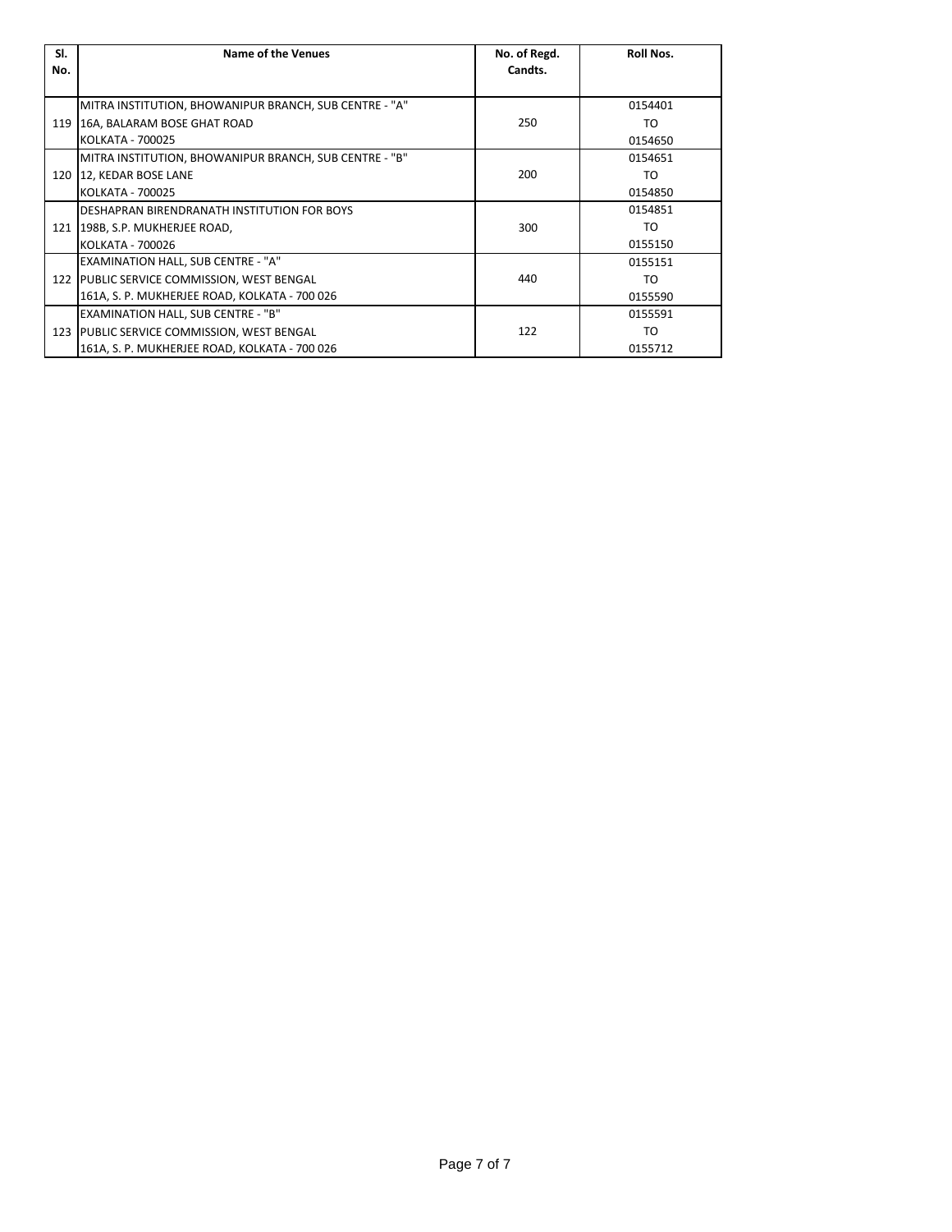| Sl. No. | Name of the Venues | No. of Regd. Candts. | Roll Nos. |
|---|---|---|---|
| 119 | MITRA INSTITUTION, BHOWANIPUR BRANCH, SUB CENTRE - "A"<br>16A, BALARAM BOSE GHAT ROAD<br>KOLKATA - 700025 | 250 | 0154401<br>TO<br>0154650 |
| 120 | MITRA INSTITUTION, BHOWANIPUR BRANCH, SUB CENTRE - "B"<br>12, KEDAR BOSE LANE<br>KOLKATA - 700025 | 200 | 0154651<br>TO<br>0154850 |
| 121 | DESHAPRAN BIRENDRANATH INSTITUTION FOR BOYS<br>198B, S.P. MUKHERJEE ROAD,<br>KOLKATA - 700026 | 300 | 0154851<br>TO<br>0155150 |
| 122 | EXAMINATION HALL, SUB CENTRE - "A"<br>PUBLIC SERVICE COMMISSION, WEST BENGAL<br>161A, S. P. MUKHERJEE ROAD, KOLKATA - 700 026 | 440 | 0155151<br>TO<br>0155590 |
| 123 | EXAMINATION HALL, SUB CENTRE - "B"<br>PUBLIC SERVICE COMMISSION, WEST BENGAL<br>161A, S. P. MUKHERJEE ROAD, KOLKATA - 700 026 | 122 | 0155591<br>TO<br>0155712 |